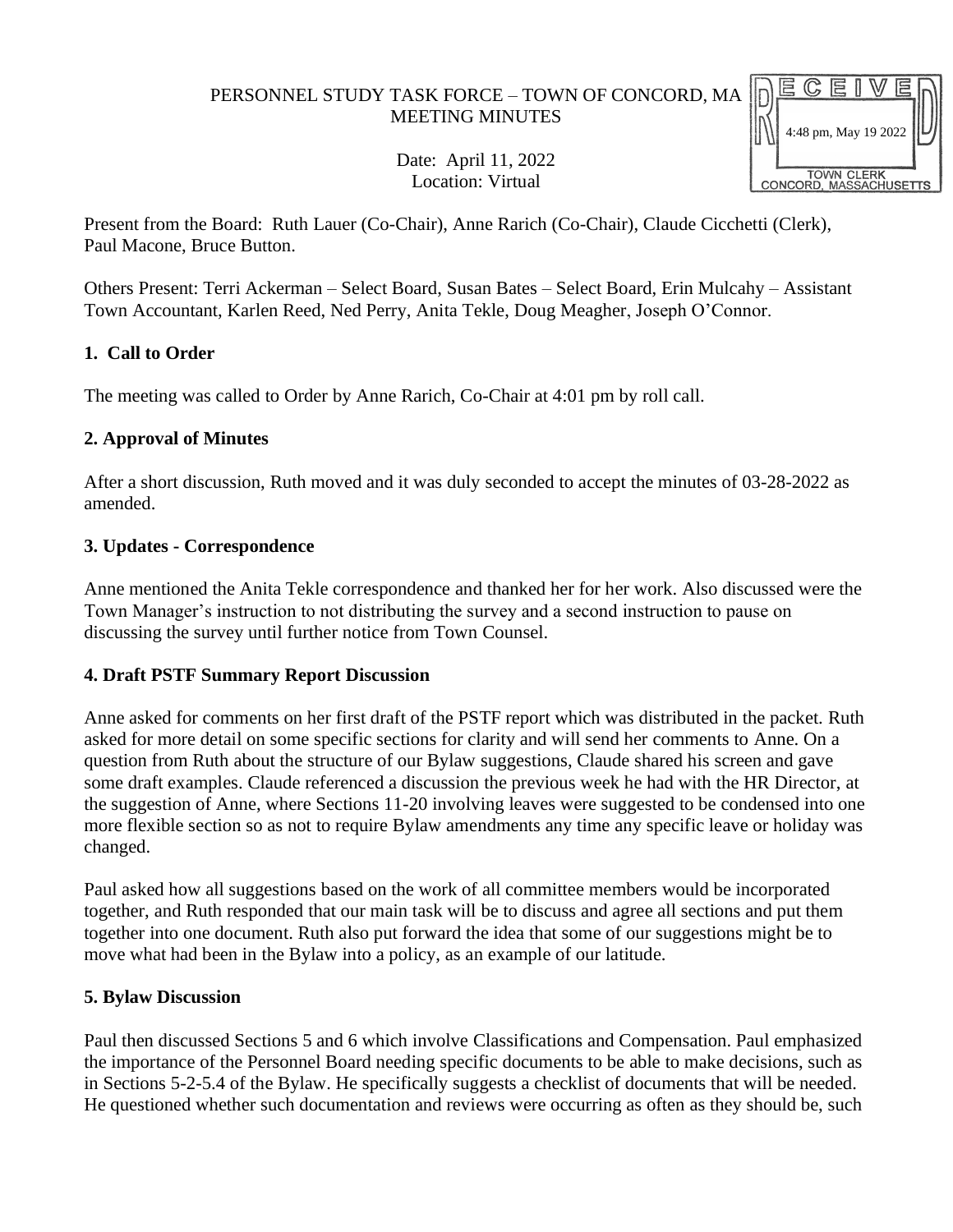PERSONNEL STUDY TASK FORCE – TOWN OF CONCORD, MA
MEETING MINUTES

RECEIVED
4:48 pm, May 19 2022
TOWN CLERK
CONCORD, MASSACHUSETTS

Date: April 11, 2022
Location: Virtual

Present from the Board: Ruth Lauer (Co-Chair), Anne Rarich (Co-Chair), Claude Cicchetti (Clerk), Paul Macone, Bruce Button.

Others Present: Terri Ackerman – Select Board, Susan Bates – Select Board, Erin Mulcahy – Assistant Town Accountant, Karlen Reed, Ned Perry, Anita Tekle, Doug Meagher, Joseph O'Connor.

## 1. Call to Order

The meeting was called to Order by Anne Rarich, Co-Chair at 4:01 pm by roll call.

## 2. Approval of Minutes

After a short discussion, Ruth moved and it was duly seconded to accept the minutes of 03-28-2022 as amended.

## 3. Updates - Correspondence

Anne mentioned the Anita Tekle correspondence and thanked her for her work. Also discussed were the Town Manager's instruction to not distributing the survey and a second instruction to pause on discussing the survey until further notice from Town Counsel.

## 4. Draft PSTF Summary Report Discussion

Anne asked for comments on her first draft of the PSTF report which was distributed in the packet. Ruth asked for more detail on some specific sections for clarity and will send her comments to Anne. On a question from Ruth about the structure of our Bylaw suggestions, Claude shared his screen and gave some draft examples. Claude referenced a discussion the previous week he had with the HR Director, at the suggestion of Anne, where Sections 11-20 involving leaves were suggested to be condensed into one more flexible section so as not to require Bylaw amendments any time any specific leave or holiday was changed.

Paul asked how all suggestions based on the work of all committee members would be incorporated together, and Ruth responded that our main task will be to discuss and agree all sections and put them together into one document. Ruth also put forward the idea that some of our suggestions might be to move what had been in the Bylaw into a policy, as an example of our latitude.

## 5. Bylaw Discussion

Paul then discussed Sections 5 and 6 which involve Classifications and Compensation. Paul emphasized the importance of the Personnel Board needing specific documents to be able to make decisions, such as in Sections 5-2-5.4 of the Bylaw. He specifically suggests a checklist of documents that will be needed. He questioned whether such documentation and reviews were occurring as often as they should be, such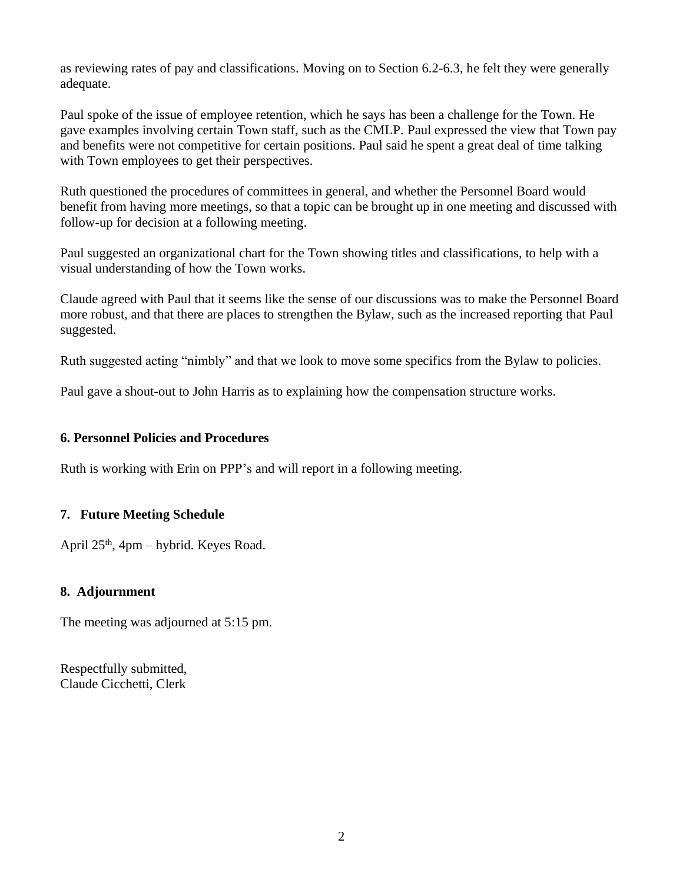as reviewing rates of pay and classifications. Moving on to Section 6.2-6.3, he felt they were generally adequate.

Paul spoke of the issue of employee retention, which he says has been a challenge for the Town. He gave examples involving certain Town staff, such as the CMLP. Paul expressed the view that Town pay and benefits were not competitive for certain positions. Paul said he spent a great deal of time talking with Town employees to get their perspectives.

Ruth questioned the procedures of committees in general, and whether the Personnel Board would benefit from having more meetings, so that a topic can be brought up in one meeting and discussed with follow-up for decision at a following meeting.

Paul suggested an organizational chart for the Town showing titles and classifications, to help with a visual understanding of how the Town works.

Claude agreed with Paul that it seems like the sense of our discussions was to make the Personnel Board more robust, and that there are places to strengthen the Bylaw, such as the increased reporting that Paul suggested.

Ruth suggested acting "nimbly" and that we look to move some specifics from the Bylaw to policies.

Paul gave a shout-out to John Harris as to explaining how the compensation structure works.

**6. Personnel Policies and Procedures**

Ruth is working with Erin on PPP's and will report in a following meeting.

**7. Future Meeting Schedule**

April 25th, 4pm – hybrid. Keyes Road.

**8. Adjournment**

The meeting was adjourned at 5:15 pm.

Respectfully submitted,
Claude Cicchetti, Clerk